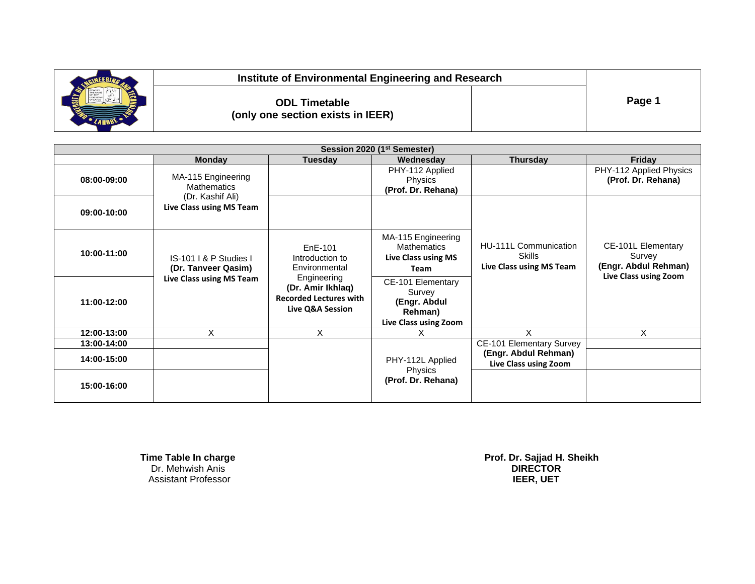# Institute of Environmental Engineering and Research

## ODL Timetable
## (only one section exists in IEER)

**Page 1**

| Session 2020 (1st Semester) | | | | | |
|---|---|---|---|---|---|
| | **Monday** | **Tuesday** | **Wednesday** | **Thursday** | **Friday** |
| **08:00-09:00** | MA-115 Engineering Mathematics (Dr. Kashif Ali) **Live Class using MS Team** | | PHY-112 Applied Physics **(Prof. Dr. Rehana)** | | PHY-112 Applied Physics **(Prof. Dr. Rehana)** |
| **09:00-10:00** | | | | HU-111L Communication Skills **Live Class using MS Team** | CE-101L Elementary Survey **(Engr. Abdul Rehman)** **Live Class using Zoom** |
| **10:00-11:00** | IS-101 I & P Studies I **(Dr. Tanveer Qasim)** **Live Class using MS Team** | EnE-101 Introduction to Environmental Engineering **(Dr. Amir Ikhlaq)** **Recorded Lectures with Live Q&A Session** | MA-115 Engineering Mathematics **Live Class using MS Team** | | |
| **11:00-12:00** | | | CE-101 Elementary Survey **(Engr. Abdul Rehman)** **Live Class using Zoom** | | |
| **12:00-13:00** | X | X | X | X | X |
| **13:00-14:00** | | | PHY-112L Applied Physics **(Prof. Dr. Rehana)** | CE-101 Elementary Survey **(Engr. Abdul Rehman)** **Live Class using Zoom** | |
| **14:00-15:00** | | | | | |
| **15:00-16:00** | | | | | |

**Time Table In charge**
Dr. Mehwish Anis
Assistant Professor

**Prof. Dr. Sajjad H. Sheikh**
**DIRECTOR**
**IEER, UET**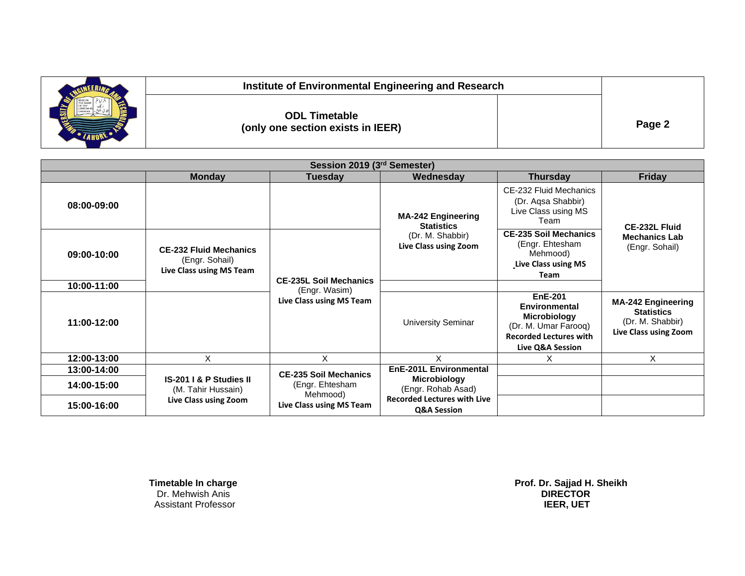**Institute of Environmental Engineering and Research**

**ODL Timetable**
**(only one section exists in IEER)**

**Page 2**

| **Session 2019 (3rd Semester)** | | | | | |
|---|---|---|---|---|---|
| | **Monday** | **Tuesday** | **Wednesday** | **Thursday** | **Friday** |
| **08:00-09:00** | | | **MA-242 Engineering Statistics** (Dr. M. Shabbir) **Live Class using Zoom** | CE-232 Fluid Mechanics (Dr. Aqsa Shabbir) Live Class using MS Team | **CE-232L Fluid Mechanics Lab** (Engr. Sohail) |
| **09:00-10:00** | **CE-232 Fluid Mechanics** (Engr. Sohail) **Live Class using MS Team** | **CE-235L Soil Mechanics** (Engr. Wasim) **Live Class using MS Team** | | **CE-235 Soil Mechanics** (Engr. Ehtesham Mehmood) **Live Class using MS Team** | |
| **10:00-11:00** | | | | | |
| **11:00-12:00** | | | University Seminar | **EnE-201 Environmental Microbiology** (Dr. M. Umar Farooq) **Recorded Lectures with Live Q&A Session** | **MA-242 Engineering Statistics** (Dr. M. Shabbir) **Live Class using Zoom** |
| **12:00-13:00** | X | X | X | X | X |
| **13:00-14:00** | **IS-201 I & P Studies II** (M. Tahir Hussain) **Live Class using Zoom** | **CE-235 Soil Mechanics** (Engr. Ehtesham Mehmood) **Live Class using MS Team** | **EnE-201L Environmental Microbiology** (Engr. Rohab Asad) **Recorded Lectures with Live Q&A Session** | | |
| **14:00-15:00** | | | | | |
| **15:00-16:00** | | | | | |

**Timetable In charge**
Dr. Mehwish Anis
Assistant Professor

**Prof. Dr. Sajjad H. Sheikh**
**DIRECTOR**
**IEER, UET**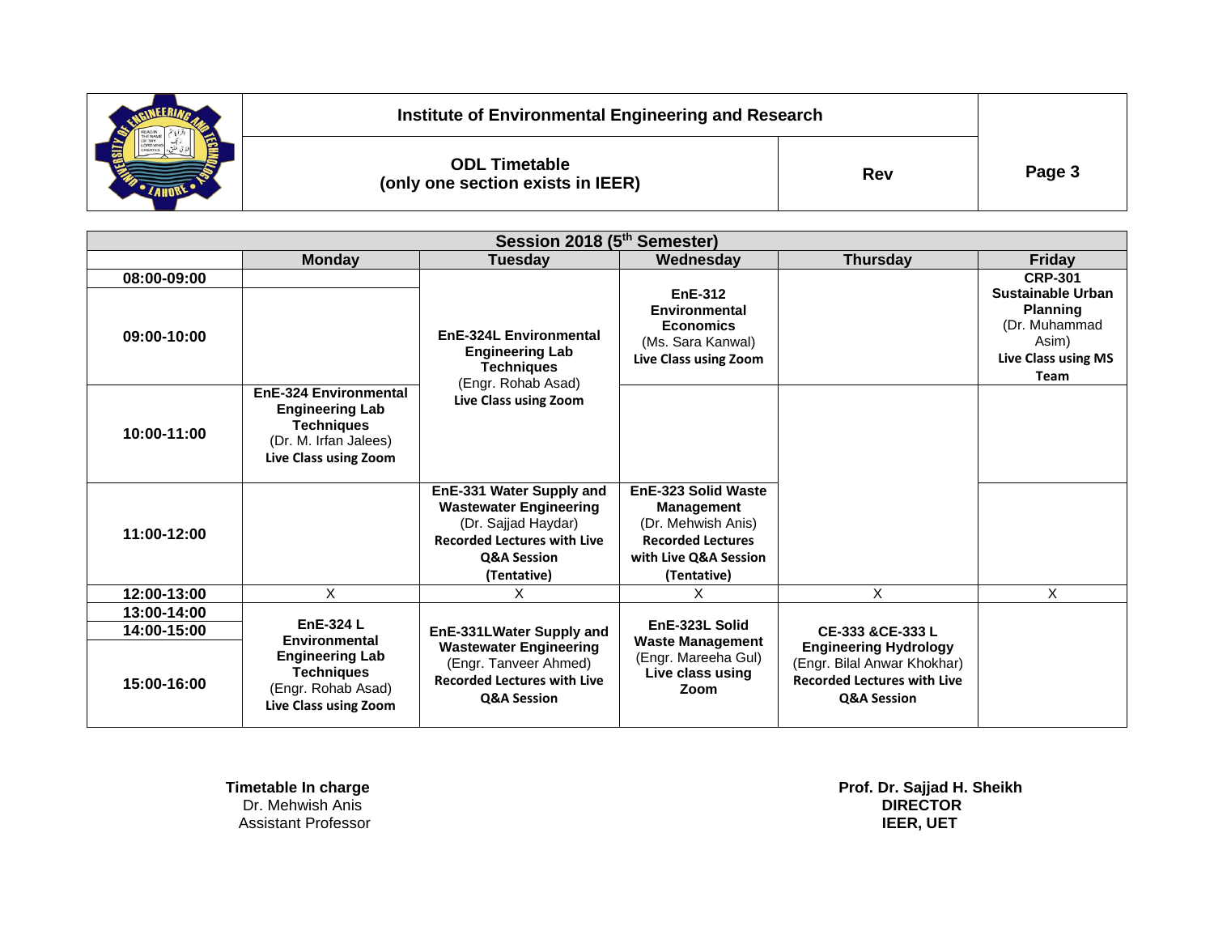**Institute of Environmental Engineering and Research**

**ODL Timetable (only one section exists in IEER)**

**Rev**

## Session 2018 (5th Semester)

| | Monday | Tuesday | Wednesday | Thursday | Friday |
|---|---|---|---|---|---|
| 08:00-09:00 | | **EnE-324L Environmental Engineering Lab Techniques** (Engr. Rohab Asad) **Live Class using Zoom** | **EnE-312 Environmental Economics** (Ms. Sara Kanwal) **Live Class using Zoom** | | **CRP-301 Sustainable Urban Planning** (Dr. Muhammad Asim) **Live Class using MS Team** |
| 09:00-10:00 | | | | | |
| 10:00-11:00 | **EnE-324 Environmental Engineering Lab Techniques** (Dr. M. Irfan Jalees) **Live Class using Zoom** | | | | |
| 11:00-12:00 | | **EnE-331 Water Supply and Wastewater Engineering** (Dr. Sajjad Haydar) **Recorded Lectures with Live Q&A Session (Tentative)** | **EnE-323 Solid Waste Management** (Dr. Mehwish Anis) **Recorded Lectures with Live Q&A Session (Tentative)** | | |
| 12:00-13:00 | X | X | X | X | X |
| 13:00-14:00 | **EnE-324 L Environmental Engineering Lab Techniques** (Engr. Rohab Asad) **Live Class using Zoom** | **EnE-331LWater Supply and Wastewater Engineering** (Engr. Tanveer Ahmed) **Recorded Lectures with Live Q&A Session** | **EnE-323L Solid Waste Management** (Engr. Mareeha Gul) **Live class using Zoom** | **CE-333 &CE-333 L Engineering Hydrology** (Engr. Bilal Anwar Khokhar) **Recorded Lectures with Live Q&A Session** | |
| 14:00-15:00 | | | | | |
| 15:00-16:00 | | | | | |

**Timetable In charge**
Dr. Mehwish Anis
Assistant Professor

**Prof. Dr. Sajjad H. Sheikh**
**DIRECTOR**
**IEER, UET**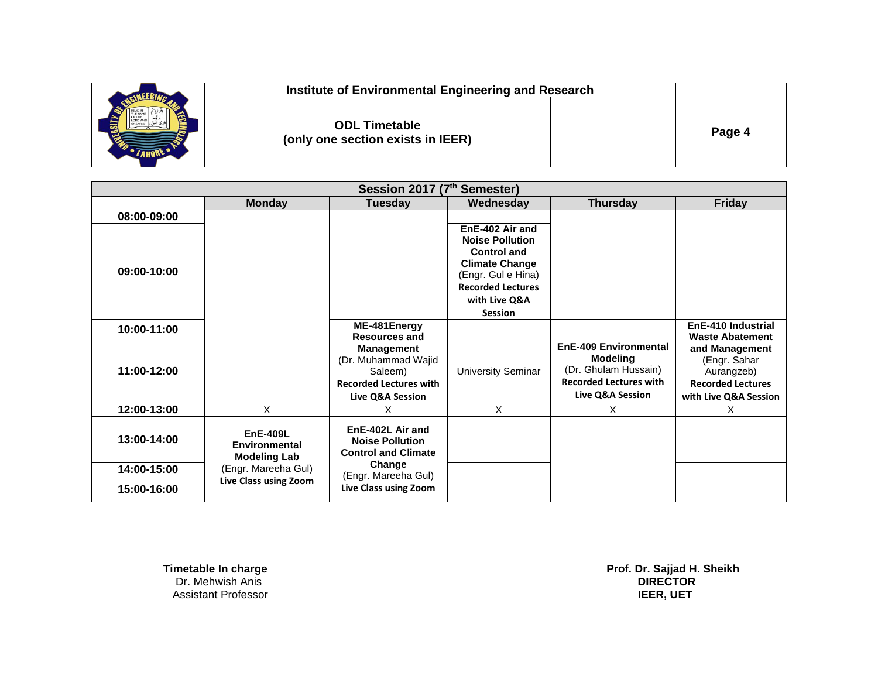**Institute of Environmental Engineering and Research**

**ODL Timetable**
**(only one section exists in IEER)**

**Page 4**

| Session 2017 (7th Semester) | | | | | |
|---|---|---|---|---|---|
| | **Monday** | **Tuesday** | **Wednesday** | **Thursday** | **Friday** |
| **08:00-09:00** | | | | | |
| **09:00-10:00** | | | **EnE-402 Air and Noise Pollution Control and Climate Change** (Engr. Gul e Hina) **Recorded Lectures with Live Q&A Session** | | |
| **10:00-11:00** | | **ME-481Energy Resources and Management** (Dr. Muhammad Wajid Saleem) **Recorded Lectures with Live Q&A Session** | | | **EnE-410 Industrial Waste Abatement and Management** (Engr. Sahar Aurangzeb) **Recorded Lectures with Live Q&A Session** |
| **11:00-12:00** | | | University Seminar | **EnE-409 Environmental Modeling** (Dr. Ghulam Hussain) **Recorded Lectures with Live Q&A Session** | |
| **12:00-13:00** | X | X | X | X | X |
| **13:00-14:00** | **EnE-409L Environmental Modeling Lab** (Engr. Mareeha Gul) **Live Class using Zoom** | **EnE-402L Air and Noise Pollution Control and Climate Change** (Engr. Mareeha Gul) **Live Class using Zoom** | | | |
| **14:00-15:00** | | | | | |
| **15:00-16:00** | | | | | |

**Timetable In charge**
Dr. Mehwish Anis
Assistant Professor

**Prof. Dr. Sajjad H. Sheikh**
**DIRECTOR**
**IEER, UET**